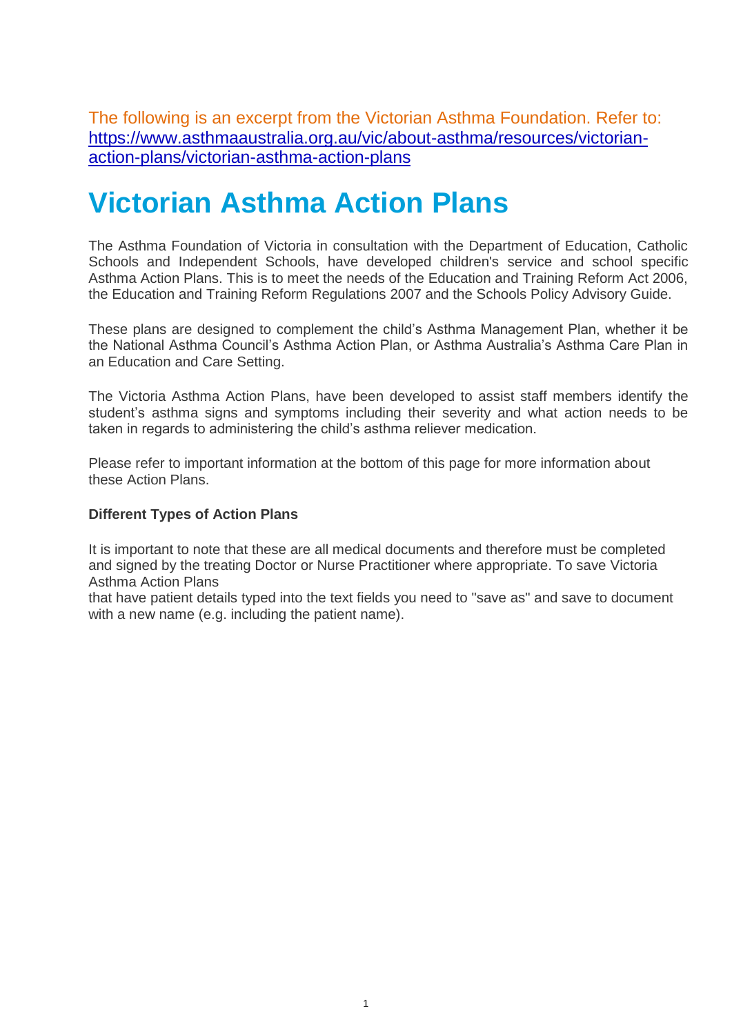The following is an excerpt from the Victorian Asthma Foundation. Refer to: [https://www.asthmaaustralia.org.au/vic/about-asthma/resources/victorian-action-plans/victorian-asthma-action-plans](https://www.asthmaaustralia.org.au/vic/about-asthma/resources/victorian-action-plans/victorian-asthma-action-plans)

# Victorian Asthma Action Plans

The Asthma Foundation of Victoria in consultation with the Department of Education, Catholic Schools and Independent Schools, have developed children's service and school specific Asthma Action Plans. This is to meet the needs of the Education and Training Reform Act 2006, the Education and Training Reform Regulations 2007 and the Schools Policy Advisory Guide.

These plans are designed to complement the child's Asthma Management Plan, whether it be the National Asthma Council's Asthma Action Plan, or Asthma Australia's Asthma Care Plan in an Education and Care Setting.

The Victoria Asthma Action Plans, have been developed to assist staff members identify the student's asthma signs and symptoms including their severity and what action needs to be taken in regards to administering the child's asthma reliever medication.

Please refer to important information at the bottom of this page for more information about these Action Plans.

**Different Types of Action Plans**

It is important to note that these are all medical documents and therefore must be completed and signed by the treating Doctor or Nurse Practitioner where appropriate. To save Victoria Asthma Action Plans
that have patient details typed into the text fields you need to "save as" and save to document with a new name (e.g. including the patient name).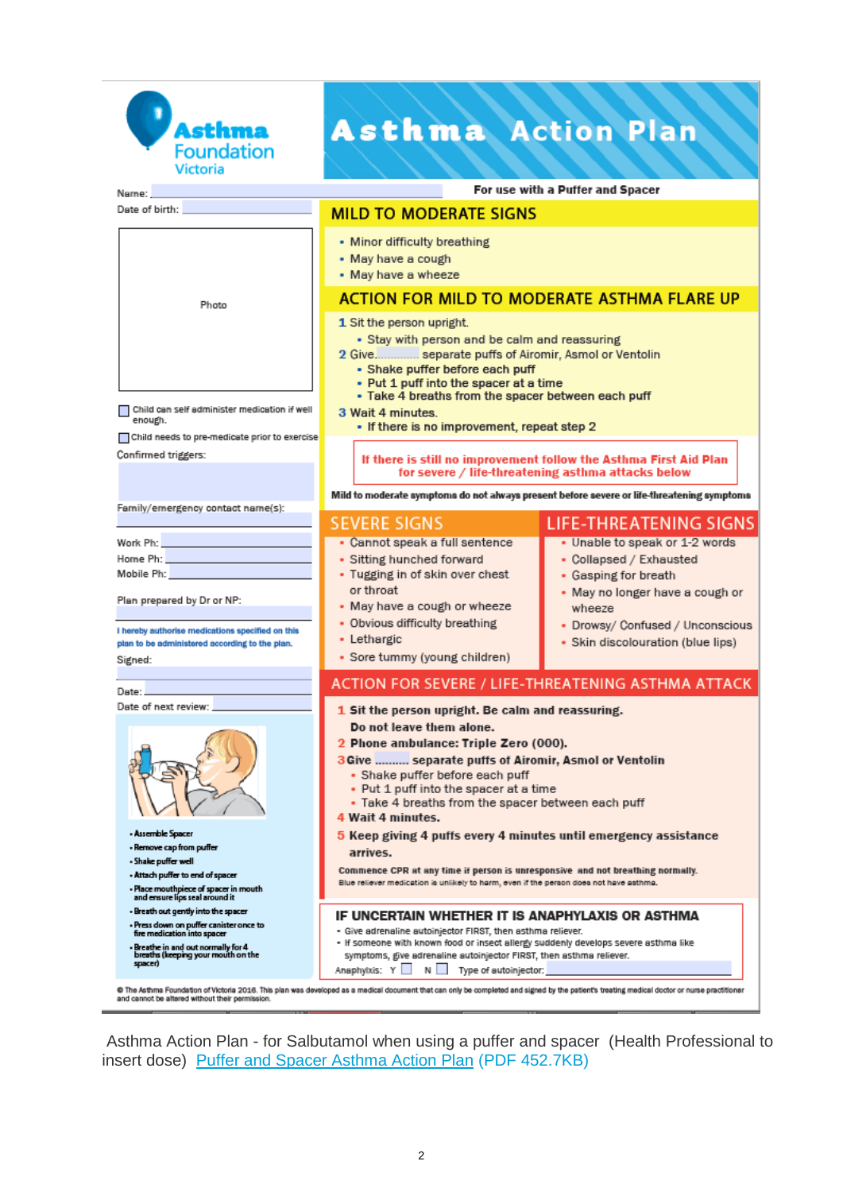**Asthma Foundation Victoria**

# Asthma Action Plan

Name:

Date of birth:

Photo

☐ Child can self administer medication if well enough.

☐ Child needs to pre-medicate prior to exercise

Confirmed triggers:

Family/emergency contact name(s):

Work Ph:

Home Ph:

Mobile Ph:

Plan prepared by Dr or NP:

I hereby authorise medications specified on this plan to be administered according to the plan.

Signed:

Date:

Date of next review:

- Assemble Spacer
- Remove cap from puffer
- Shake puffer well
- Attach puffer to end of spacer
- Place mouthpiece of spacer in mouth and ensure lips seal around it
- Breath out gently into the spacer
- Press down on puffer canister once to fire medication into spacer
- Breathe in and out normally for 4 breaths (keeping your mouth on the spacer)

**For use with a Puffer and Spacer**

## MILD TO MODERATE SIGNS

- Minor difficulty breathing
- May have a cough
- May have a wheeze

## ACTION FOR MILD TO MODERATE ASTHMA FLARE UP

1 Sit the person upright.
- Stay with person and be calm and reassuring

2 Give.............. separate puffs of Airomir, Asmol or Ventolin
- Shake puffer before each puff
- Put 1 puff into the spacer at a time
- Take 4 breaths from the spacer between each puff

3 Wait 4 minutes.
- If there is no improvement, repeat step 2

**If there is still no improvement follow the Asthma First Aid Plan for severe / life-threatening asthma attacks below**

**Mild to moderate symptoms do not always present before severe or life-threatening symptoms**

## SEVERE SIGNS

- Cannot speak a full sentence
- Sitting hunched forward
- Tugging in of skin over chest or throat
- May have a cough or wheeze
- Obvious difficulty breathing
- Lethargic
- Sore tummy (young children)

## LIFE-THREATENING SIGNS

- Unable to speak or 1-2 words
- Collapsed / Exhausted
- Gasping for breath
- May no longer have a cough or wheeze
- Drowsy/ Confused / Unconscious
- Skin discolouration (blue lips)

## ACTION FOR SEVERE / LIFE-THREATENING ASTHMA ATTACK

1 **Sit the person upright. Be calm and reassuring. Do not leave them alone.**

2 **Phone ambulance: Triple Zero (000).**

3 **Give .......... separate puffs of Airomir, Asmol or Ventolin**
- Shake puffer before each puff
- Put 1 puff into the spacer at a time
- Take 4 breaths from the spacer between each puff

4 **Wait 4 minutes.**

5 **Keep giving 4 puffs every 4 minutes until emergency assistance arrives.**

**Commence CPR at any time if person is unresponsive and not breathing normally.**

Blue reliever medication is unlikely to harm, even if the person does not have asthma.

## IF UNCERTAIN WHETHER IT IS ANAPHYLAXIS OR ASTHMA

- Give adrenaline autoinjector FIRST, then asthma reliever.
- If someone with known food or insect allergy suddenly develops severe asthma like symptoms, give adrenaline autoinjector FIRST, then asthma reliever.

Anaphylaxis: Y ☐ N ☐ Type of autoinjector:

© The Asthma Foundation of Victoria 2016. This plan was developed as a medical document that can only be completed and signed by the patient's treating medical doctor or nurse practitioner and cannot be altered without their permission.

Asthma Action Plan - for Salbutamol when using a puffer and spacer (Health Professional to insert dose) [Puffer and Spacer Asthma Action Plan](#) (PDF 452.7KB)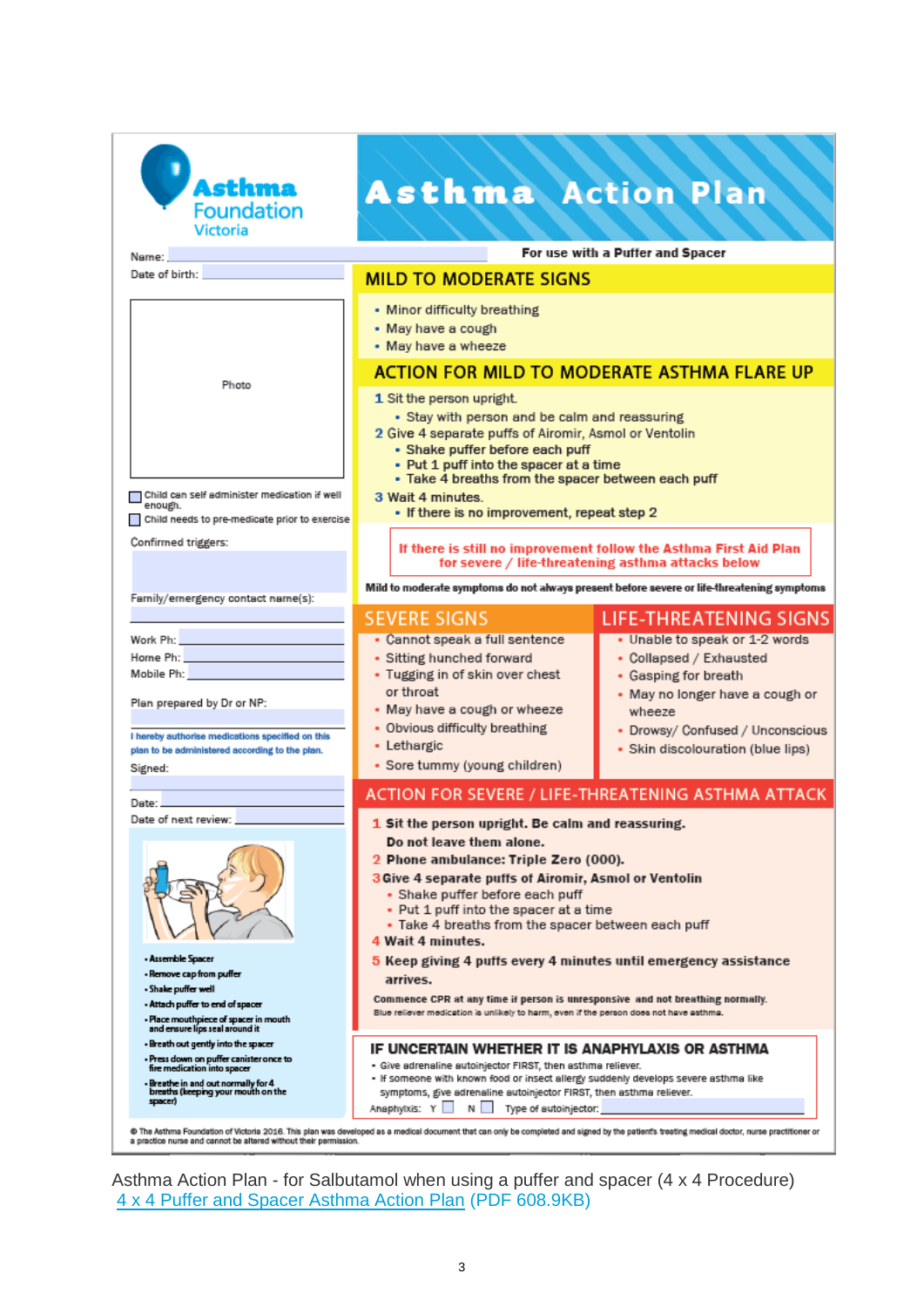Asthma Foundation Victoria

# Asthma Action Plan

Name:

Date of birth:

Photo

- [ ] Child can self administer medication if well enough.
- [ ] Child needs to pre-medicate prior to exercise

Confirmed triggers:

Family/emergency contact name(s):

Work Ph:

Home Ph:

Mobile Ph:

Plan prepared by Dr or NP:

I hereby authorise medications specified on this plan to be administered according to the plan.

Signed:

Date:

Date of next review:

- Assemble Spacer
- Remove cap from puffer
- Shake puffer well
- Attach puffer to end of spacer
- Place mouthpiece of spacer in mouth and ensure lips seal around it
- Breath out gently into the spacer
- Press down on puffer canister once to fire medication into spacer
- Breathe in and out normally for 4 breaths (keeping your mouth on the spacer)

**For use with a Puffer and Spacer**

## MILD TO MODERATE SIGNS

- Minor difficulty breathing
- May have a cough
- May have a wheeze

## ACTION FOR MILD TO MODERATE ASTHMA FLARE UP

1. Sit the person upright.
   - Stay with person and be calm and reassuring
2. Give 4 separate puffs of Airomir, Asmol or Ventolin
   - Shake puffer before each puff
   - Put 1 puff into the spacer at a time
   - Take 4 breaths from the spacer between each puff
3. Wait 4 minutes.
   - If there is no improvement, repeat step 2

**If there is still no improvement follow the Asthma First Aid Plan for severe / life-threatening asthma attacks below**

**Mild to moderate symptoms do not always present before severe or life-threatening symptoms**

## SEVERE SIGNS

- Cannot speak a full sentence
- Sitting hunched forward
- Tugging in of skin over chest or throat
- May have a cough or wheeze
- Obvious difficulty breathing
- Lethargic
- Sore tummy (young children)

## LIFE-THREATENING SIGNS

- Unable to speak or 1-2 words
- Collapsed / Exhausted
- Gasping for breath
- May no longer have a cough or wheeze
- Drowsy/ Confused / Unconscious
- Skin discolouration (blue lips)

## ACTION FOR SEVERE / LIFE-THREATENING ASTHMA ATTACK

1. **Sit the person upright. Be calm and reassuring. Do not leave them alone.**
2. **Phone ambulance: Triple Zero (000).**
3. **Give 4 separate puffs of Airomir, Asmol or Ventolin**
   - Shake puffer before each puff
   - Put 1 puff into the spacer at a time
   - Take 4 breaths from the spacer between each puff
4. **Wait 4 minutes.**
5. **Keep giving 4 puffs every 4 minutes until emergency assistance arrives.**

**Commence CPR at any time if person is unresponsive and not breathing normally.**

Blue reliever medication is unlikely to harm, even if the person does not have asthma.

### IF UNCERTAIN WHETHER IT IS ANAPHYLAXIS OR ASTHMA

- Give adrenaline autoinjector FIRST, then asthma reliever.
- If someone with known food or insect allergy suddenly develops severe asthma like symptoms, give adrenaline autoinjector FIRST, then asthma reliever.

Anaphylaxis: Y [ ] N [ ] Type of autoinjector:

© The Asthma Foundation of Victoria 2016. This plan was developed as a medical document that can only be completed and signed by the patient's treating medical doctor, nurse practitioner or a practice nurse and cannot be altered without their permission.

Asthma Action Plan - for Salbutamol when using a puffer and spacer (4 x 4 Procedure)
4 x 4 Puffer and Spacer Asthma Action Plan (PDF 608.9KB)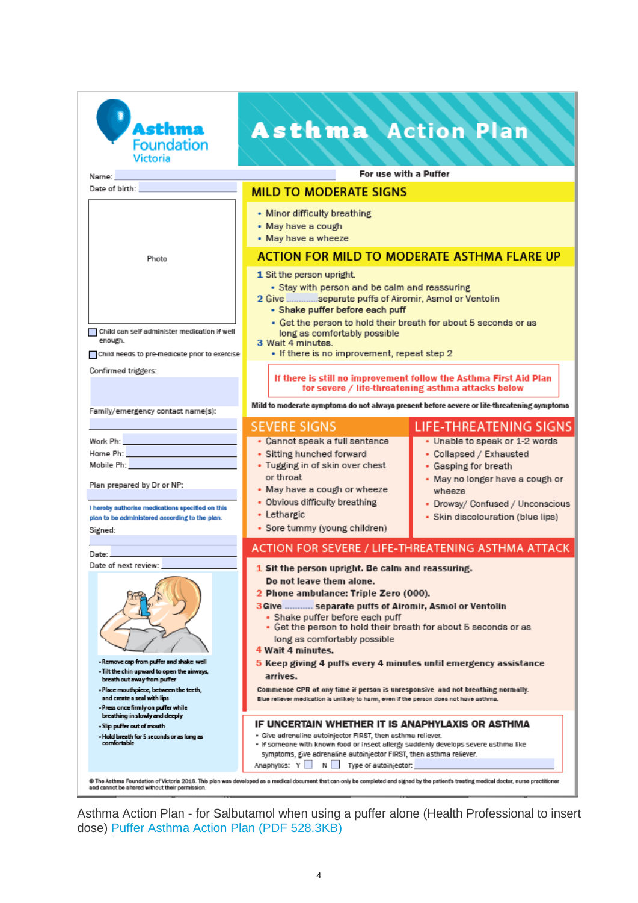Asthma Foundation Victoria

# Asthma Action Plan

Name:

Date of birth:

Photo

☐ Child can self administer medication if well enough.

☐ Child needs to pre-medicate prior to exercise

Confirmed triggers:

Family/emergency contact name(s):

Work Ph:

Home Ph:

Mobile Ph:

Plan prepared by Dr or NP:

I hereby authorise medications specified on this plan to be administered according to the plan.

Signed:

Date:

Date of next review:

- Remove cap from puffer and shake well
- Tilt the chin upward to open the airways, breath out away from puffer
- Place mouthpiece, between the teeth, and create a seal with lips
- Press once firmly on puffer while breathing in slowly and deeply
- Slip puffer out of mouth
- Hold breath for 5 seconds or as long as comfortable

**For use with a Puffer**

## MILD TO MODERATE SIGNS

- Minor difficulty breathing
- May have a cough
- May have a wheeze

## ACTION FOR MILD TO MODERATE ASTHMA FLARE UP

1. Sit the person upright.
   - Stay with person and be calm and reassuring
2. Give ........ separate puffs of Airomir, Asmol or Ventolin
   - **Shake puffer before each puff**
   - Get the person to hold their breath for about 5 seconds or as long as comfortably possible
3. Wait 4 minutes.
   - If there is no improvement, repeat step 2

**If there is still no improvement follow the Asthma First Aid Plan for severe / life-threatening asthma attacks below**

**Mild to moderate symptoms do not always present before severe or life-threatening symptoms**

## SEVERE SIGNS

- Cannot speak a full sentence
- Sitting hunched forward
- Tugging in of skin over chest or throat
- May have a cough or wheeze
- Obvious difficulty breathing
- Lethargic
- Sore tummy (young children)

## LIFE-THREATENING SIGNS

- Unable to speak or 1-2 words
- Collapsed / Exhausted
- Gasping for breath
- May no longer have a cough or wheeze
- Drowsy/ Confused / Unconscious
- Skin discolouration (blue lips)

## ACTION FOR SEVERE / LIFE-THREATENING ASTHMA ATTACK

1. **Sit the person upright. Be calm and reassuring. Do not leave them alone.**
2. **Phone ambulance: Triple Zero (000).**
3. **Give ........ separate puffs of Airomir, Asmol or Ventolin**
   - Shake puffer before each puff
   - Get the person to hold their breath for about 5 seconds or as long as comfortably possible
4. **Wait 4 minutes.**
5. **Keep giving 4 puffs every 4 minutes until emergency assistance arrives.**

**Commence CPR at any time if person is unresponsive and not breathing normally.**

Blue reliever medication is unlikely to harm, even if the person does not have asthma.

## IF UNCERTAIN WHETHER IT IS ANAPHYLAXIS OR ASTHMA

- Give adrenaline autoinjector FIRST, then asthma reliever.
- If someone with known food or insect allergy suddenly develops severe asthma like symptoms, give adrenaline autoinjector FIRST, then asthma reliever.

Anaphylaxis: Y ☐ N ☐ Type of autoinjector:

© The Asthma Foundation of Victoria 2016. This plan was developed as a medical document that can only be completed and signed by the patient's treating medical doctor, nurse practitioner and cannot be altered without their permission.

Asthma Action Plan - for Salbutamol when using a puffer alone (Health Professional to insert dose) Puffer Asthma Action Plan (PDF 528.3KB)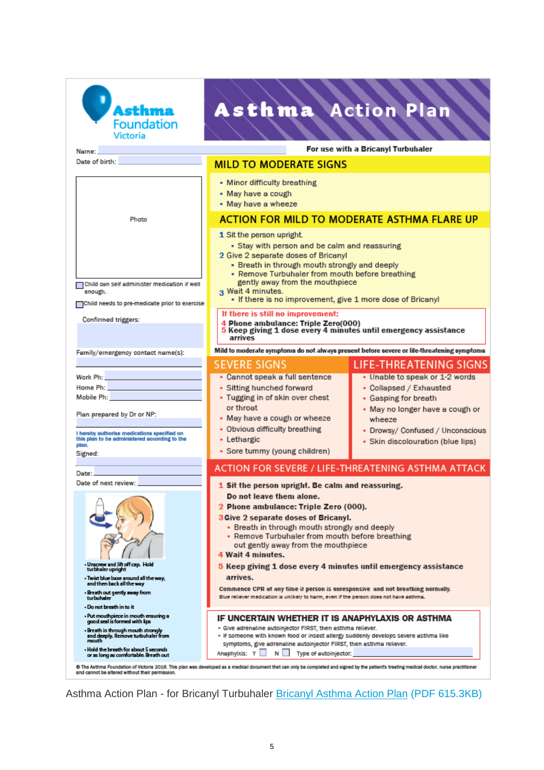Asthma Foundation Victoria

# Asthma Action Plan

Name:

Date of birth:

Photo

☐ Child can self administer medication if well enough.

☐ Child needs to pre-medicate prior to exercise

Confirmed triggers:

Family/emergency contact name(s):

Work Ph:

Home Ph:

Mobile Ph:

Plan prepared by Dr or NP:

I hereby authorise medications specified on this plan to be administered according to the plan.

Signed:

Date:

Date of next review:

- Unscrew and lift off cap. Hold turbuhaler upright
- Twist blue base around all the way, and then back all the way
- Breath out gently away from turbuhaler
- Do not breath in to it
- Put mouthpiece in mouth ensuring a good seal is formed with lips
- Breath in through mouth strongly and deeply. Remove turbuhaler from mouth
- Hold the breath for about 5 seconds or as long as comfortable. Breath out

**For use with a Bricanyl Turbuhaler**

## MILD TO MODERATE SIGNS

- Minor difficulty breathing
- May have a cough
- May have a wheeze

## ACTION FOR MILD TO MODERATE ASTHMA FLARE UP

1. Sit the person upright.
   - Stay with person and be calm and reassuring
2. Give 2 separate doses of Bricanyl
   - Breath in through mouth strongly and deeply
   - Remove Turbuhaler from mouth before breathing gently away from the mouthpiece
3. Wait 4 minutes.
   - If there is no improvement, give 1 more dose of Bricanyl

**If there is still no improvement:**

4. **Phone ambulance: Triple Zero(000)**
5. **Keep giving 1 dose every 4 minutes until emergency assistance arrives**

**Mild to moderate symptoms do not always present before severe or life-threatening symptoms**

## SEVERE SIGNS

- Cannot speak a full sentence
- Sitting hunched forward
- Tugging in of skin over chest or throat
- May have a cough or wheeze
- Obvious difficulty breathing
- Lethargic
- Sore tummy (young children)

## LIFE-THREATENING SIGNS

- Unable to speak or 1-2 words
- Collapsed / Exhausted
- Gasping for breath
- May no longer have a cough or wheeze
- Drowsy/ Confused / Unconscious
- Skin discolouration (blue lips)

## ACTION FOR SEVERE / LIFE-THREATENING ASTHMA ATTACK

1. **Sit the person upright. Be calm and reassuring. Do not leave them alone.**
2. **Phone ambulance: Triple Zero (000).**
3. **Give 2 separate doses of Bricanyl.**
   - Breath in through mouth strongly and deeply
   - Remove Turbuhaler from mouth before breathing out gently away from the mouthpiece
4. **Wait 4 minutes.**
5. **Keep giving 1 dose every 4 minutes until emergency assistance arrives.**

**Commence CPR at any time if person is unresponsive and not breathing normally.**

Blue reliever medication is unlikely to harm, even if the person does not have asthma.

## IF UNCERTAIN WHETHER IT IS ANAPHYLAXIS OR ASTHMA

- Give adrenaline autoinjector FIRST, then asthma reliever.
- If someone with known food or insect allergy suddenly develops severe asthma like symptoms, give adrenaline autoinjector FIRST, then asthma reliever.

Anaphylxis: Y ☐ N ☐ Type of autoinjector:

© The Asthma Foundation of Victoria 2016. This plan was developed as a medical document that can only be completed and signed by the patient's treating medical doctor, nurse practitioner and cannot be altered without their permission.

Asthma Action Plan - for Bricanyl Turbuhaler Bricanyl Asthma Action Plan (PDF 615.3KB)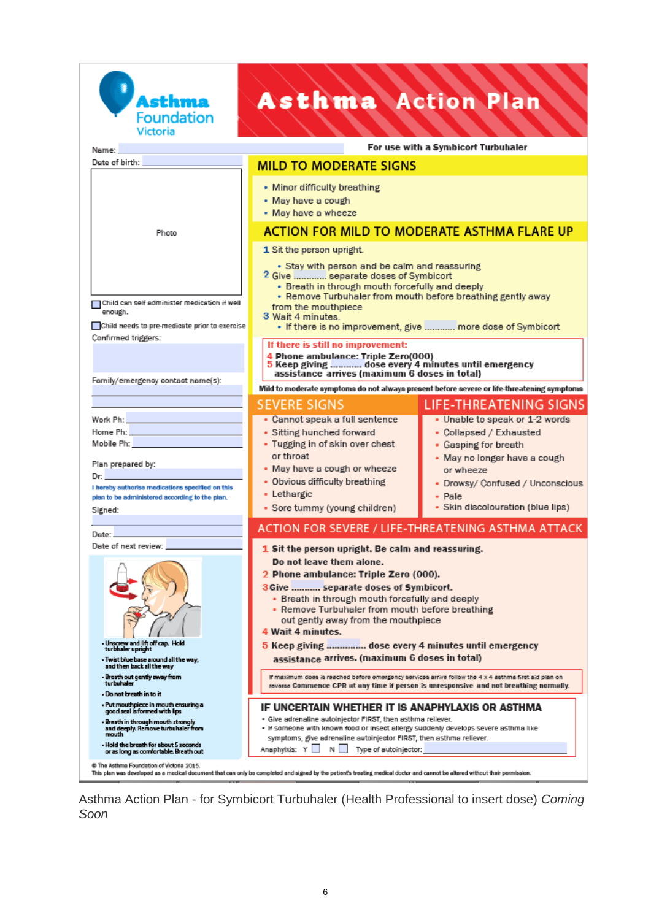Asthma Foundation Victoria

# Asthma Action Plan

Name:

Date of birth:

Photo

☐ Child can self administer medication if well enough.

☐ Child needs to pre-medicate prior to exercise

Confirmed triggers:

Family/emergency contact name(s):

Work Ph:

Home Ph:

Mobile Ph:

Plan prepared by:

Dr:

I hereby authorise medications specified on this plan to be administered according to the plan.

Signed:

Date:

Date of next review:

- Unscrew and lift off cap. Hold turbuhaler upright
- Twist blue base around all the way, and then back all the way
- Breath out gently away from turbuhaler
- Do not breath in to it
- Put mouthpiece in mouth ensuring a good seal is formed with lips
- Breath in through mouth strongly and deeply. Remove turbuhaler from mouth
- Hold the breath for about 5 seconds or as long as comfortable. Breath out

**For use with a Symbicort Turbuhaler**

## MILD TO MODERATE SIGNS

- Minor difficulty breathing
- May have a cough
- May have a wheeze

## ACTION FOR MILD TO MODERATE ASTHMA FLARE UP

1 Sit the person upright.

- Stay with person and be calm and reassuring

2 Give ............ separate doses of Symbicort

- Breath in through mouth forcefully and deeply
- Remove Turbuhaler from mouth before breathing gently away from the mouthpiece

3 Wait 4 minutes.

- If there is no improvement, give ........... more dose of Symbicort

**If there is still no improvement:**

4 **Phone ambulance: Triple Zero(000)**

5 **Keep giving ........... dose every 4 minutes until emergency assistance arrives (maximum 6 doses in total)**

**Mild to moderate symptoms do not always present before severe or life-threatening symptoms**

## SEVERE SIGNS

- Cannot speak a full sentence
- Sitting hunched forward
- Tugging in of skin over chest or throat
- May have a cough or wheeze
- Obvious difficulty breathing
- Lethargic
- Sore tummy (young children)

## LIFE-THREATENING SIGNS

- Unable to speak or 1-2 words
- Collapsed / Exhausted
- Gasping for breath
- May no longer have a cough or wheeze
- Drowsy/ Confused / Unconscious
- Pale
- Skin discolouration (blue lips)

## ACTION FOR SEVERE / LIFE-THREATENING ASTHMA ATTACK

1 **Sit the person upright. Be calm and reassuring. Do not leave them alone.**

2 **Phone ambulance: Triple Zero (000).**

3 **Give .......... separate doses of Symbicort.**

- Breath in through mouth forcefully and deeply
- Remove Turbuhaler from mouth before breathing out gently away from the mouthpiece

4 **Wait 4 minutes.**

5 **Keep giving ............. dose every 4 minutes until emergency assistance arrives. (maximum 6 doses in total)**

If maximum does is reached before emergency services arrive follow the 4 x 4 asthma first aid plan on reverse Commence CPR at any time if person is unresponsive and not breathing normally.

## IF UNCERTAIN WHETHER IT IS ANAPHYLAXIS OR ASTHMA

- Give adrenaline autoinjector FIRST, then asthma reliever.
- If someone with known food or insect allergy suddenly develops severe asthma like symptoms, give adrenaline autoinjector FIRST, then asthma reliever.

Anaphylxis: Y ☐ N ☐ Type of autoinjector:

© The Asthma Foundation of Victoria 2015.
This plan was developed as a medical document that can only be completed and signed by the patient's treating medical doctor and cannot be altered without their permission.

Asthma Action Plan - for Symbicort Turbuhaler (Health Professional to insert dose) *Coming Soon*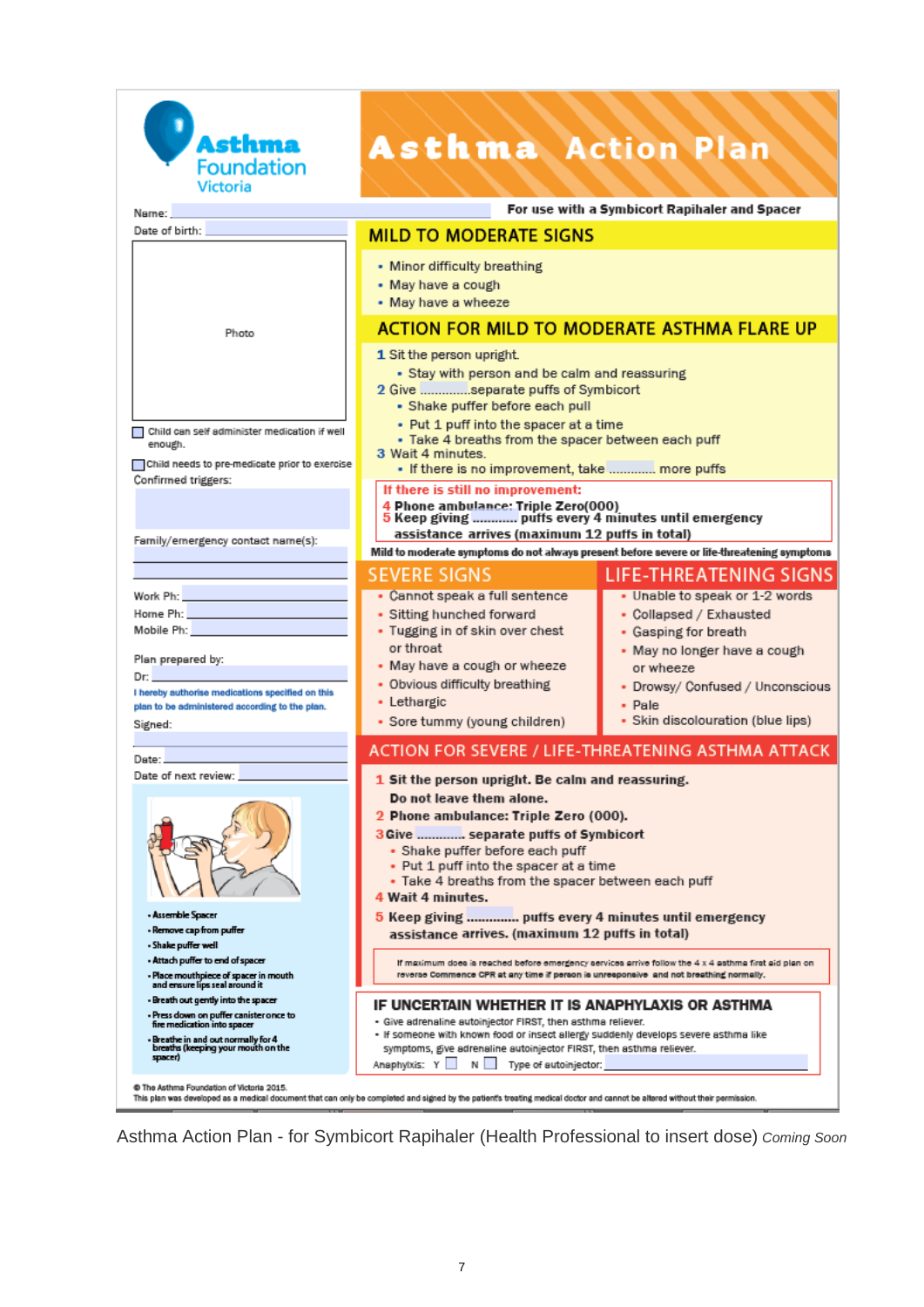Asthma Foundation Victoria

# Asthma Action Plan

For use with a Symbicort Rapihaler and Spacer

Name:

Date of birth:

Photo

☐ Child can self administer medication if well enough.

☐ Child needs to pre-medicate prior to exercise

Confirmed triggers:

Family/emergency contact name(s):

Work Ph:

Home Ph:

Mobile Ph:

Plan prepared by:

Dr:

I hereby authorise medications specified on this plan to be administered according to the plan.

Signed:

Date:

Date of next review:

- Assemble Spacer
- Remove cap from puffer
- Shake puffer well
- Attach puffer to end of spacer
- Place mouthpiece of spacer in mouth and ensure lips seal around it
- Breath out gently into the spacer
- Press down on puffer canister once to fire medication into spacer
- Breathe in and out normally for 4 breaths (keeping your mouth on the spacer)

## MILD TO MODERATE SIGNS

- Minor difficulty breathing
- May have a cough
- May have a wheeze

## ACTION FOR MILD TO MODERATE ASTHMA FLARE UP

1. Sit the person upright.
   - Stay with person and be calm and reassuring
2. Give ............separate puffs of Symbicort
   - Shake puffer before each pull
   - Put 1 puff into the spacer at a time
   - Take 4 breaths from the spacer between each puff
3. Wait 4 minutes.
   - If there is no improvement, take ............ more puffs

**If there is still no improvement:**

4. **Phone ambulance: Triple Zero(000)**
5. **Keep giving ........... puffs every 4 minutes until emergency assistance arrives (maximum 12 puffs in total)**

**Mild to moderate symptoms do not always present before severe or life-threatening symptoms**

## SEVERE SIGNS

- Cannot speak a full sentence
- Sitting hunched forward
- Tugging in of skin over chest or throat
- May have a cough or wheeze
- Obvious difficulty breathing
- Lethargic
- Sore tummy (young children)

## LIFE-THREATENING SIGNS

- Unable to speak or 1-2 words
- Collapsed / Exhausted
- Gasping for breath
- May no longer have a cough or wheeze
- Drowsy/ Confused / Unconscious
- Pale
- Skin discolouration (blue lips)

## ACTION FOR SEVERE / LIFE-THREATENING ASTHMA ATTACK

1. **Sit the person upright. Be calm and reassuring. Do not leave them alone.**
2. **Phone ambulance: Triple Zero (000).**
3. **Give ............ separate puffs of Symbicort**
   - Shake puffer before each puff
   - Put 1 puff into the spacer at a time
   - Take 4 breaths from the spacer between each puff
4. **Wait 4 minutes.**
5. **Keep giving ............. puffs every 4 minutes until emergency assistance arrives. (maximum 12 puffs in total)**

If maximum dose is reached before emergency services arrive follow the 4 x 4 asthma first aid plan on reverse Commence CPR at any time if person is unresponsive and not breathing normally.

## IF UNCERTAIN WHETHER IT IS ANAPHYLAXIS OR ASTHMA

- Give adrenaline autoinjector FIRST, then asthma reliever.
- If someone with known food or insect allergy suddenly develops severe asthma like symptoms, give adrenaline autoinjector FIRST, then asthma reliever.

Anaphylaxis: Y ☐ N ☐ Type of autoinjector:

© The Asthma Foundation of Victoria 2015.
This plan was developed as a medical document that can only be completed and signed by the patient's treating medical doctor and cannot be altered without their permission.

Asthma Action Plan - for Symbicort Rapihaler (Health Professional to insert dose) *Coming Soon*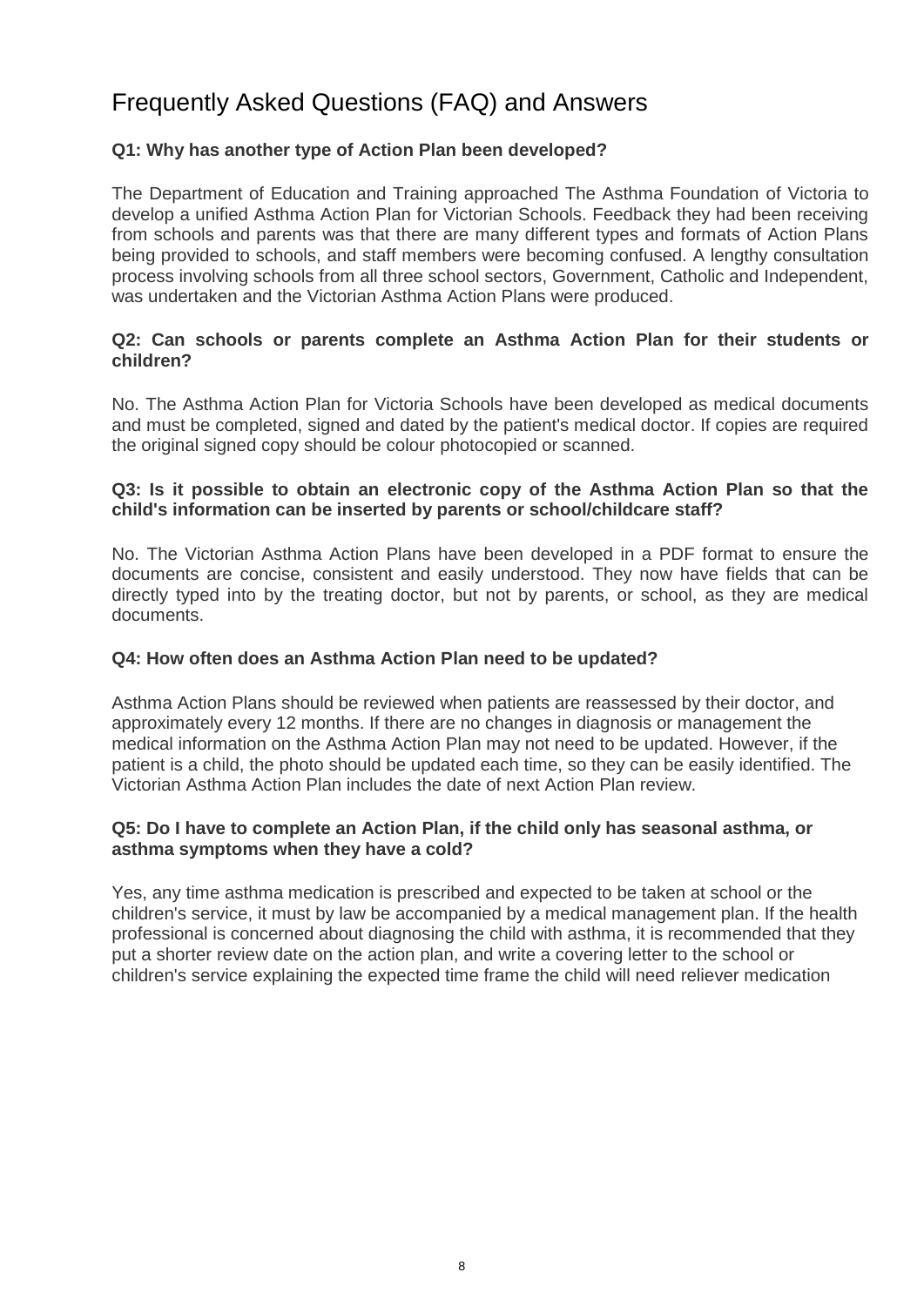# Frequently Asked Questions (FAQ) and Answers

**Q1: Why has another type of Action Plan been developed?**

The Department of Education and Training approached The Asthma Foundation of Victoria to develop a unified Asthma Action Plan for Victorian Schools. Feedback they had been receiving from schools and parents was that there are many different types and formats of Action Plans being provided to schools, and staff members were becoming confused. A lengthy consultation process involving schools from all three school sectors, Government, Catholic and Independent, was undertaken and the Victorian Asthma Action Plans were produced.

**Q2: Can schools or parents complete an Asthma Action Plan for their students or children?**

No. The Asthma Action Plan for Victoria Schools have been developed as medical documents and must be completed, signed and dated by the patient's medical doctor. If copies are required the original signed copy should be colour photocopied or scanned.

**Q3: Is it possible to obtain an electronic copy of the Asthma Action Plan so that the child's information can be inserted by parents or school/childcare staff?**

No. The Victorian Asthma Action Plans have been developed in a PDF format to ensure the documents are concise, consistent and easily understood. They now have fields that can be directly typed into by the treating doctor, but not by parents, or school, as they are medical documents.

**Q4: How often does an Asthma Action Plan need to be updated?**

Asthma Action Plans should be reviewed when patients are reassessed by their doctor, and approximately every 12 months. If there are no changes in diagnosis or management the medical information on the Asthma Action Plan may not need to be updated. However, if the patient is a child, the photo should be updated each time, so they can be easily identified. The Victorian Asthma Action Plan includes the date of next Action Plan review.

**Q5: Do I have to complete an Action Plan, if the child only has seasonal asthma, or asthma symptoms when they have a cold?**

Yes, any time asthma medication is prescribed and expected to be taken at school or the children's service, it must by law be accompanied by a medical management plan. If the health professional is concerned about diagnosing the child with asthma, it is recommended that they put a shorter review date on the action plan, and write a covering letter to the school or children's service explaining the expected time frame the child will need reliever medication